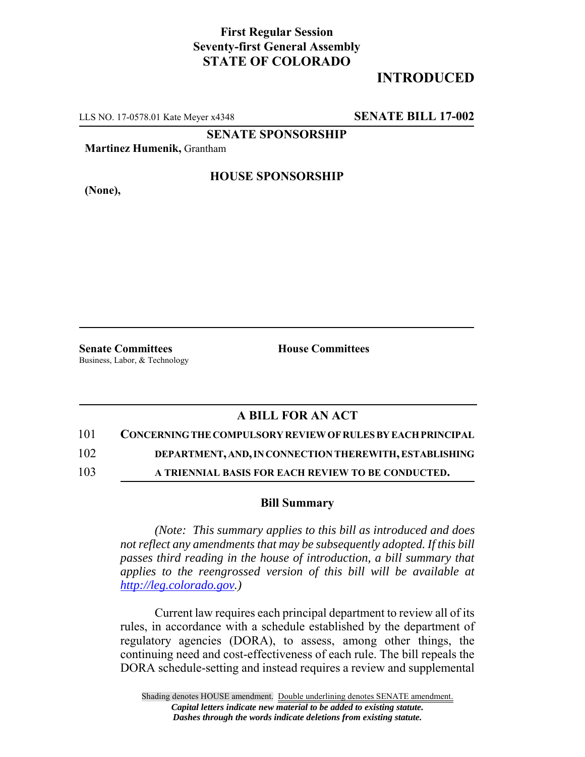**First Regular Session**
**Seventy-first General Assembly**
**STATE OF COLORADO**

# INTRODUCED

LLS NO. 17-0578.01 Kate Meyer x4348 **SENATE BILL 17-002**

**SENATE SPONSORSHIP**

**Martinez Humenik,** Grantham

**HOUSE SPONSORSHIP**

**(None),**

**Senate Committees**
Business, Labor, & Technology

**House Committees**

## A BILL FOR AN ACT

101 **CONCERNING THE COMPULSORY REVIEW OF RULES BY EACH PRINCIPAL**
102 **DEPARTMENT, AND, IN CONNECTION THEREWITH, ESTABLISHING**
103 **A TRIENNIAL BASIS FOR EACH REVIEW TO BE CONDUCTED.**

### Bill Summary

*(Note: This summary applies to this bill as introduced and does not reflect any amendments that may be subsequently adopted. If this bill passes third reading in the house of introduction, a bill summary that applies to the reengrossed version of this bill will be available at http://leg.colorado.gov.)*

Current law requires each principal department to review all of its rules, in accordance with a schedule established by the department of regulatory agencies (DORA), to assess, among other things, the continuing need and cost-effectiveness of each rule. The bill repeals the DORA schedule-setting and instead requires a review and supplemental

Shading denotes HOUSE amendment. Double underlining denotes SENATE amendment.
*Capital letters indicate new material to be added to existing statute.*
*Dashes through the words indicate deletions from existing statute.*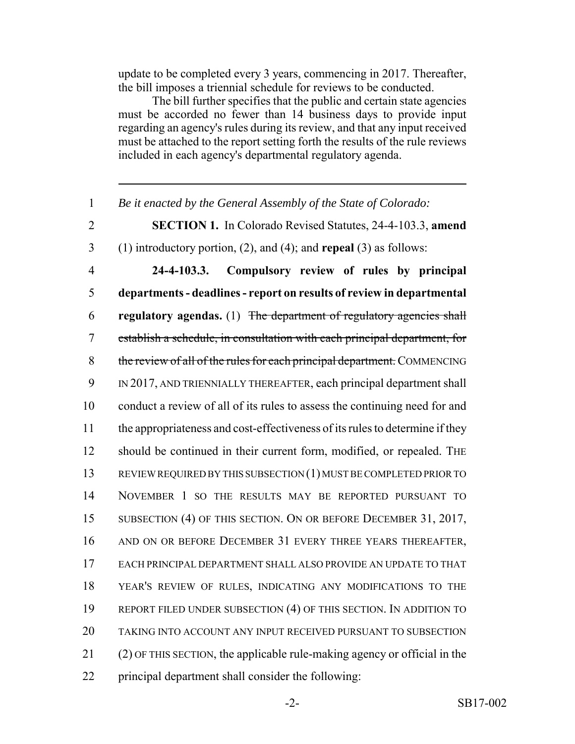update to be completed every 3 years, commencing in 2017. Thereafter, the bill imposes a triennial schedule for reviews to be conducted.

The bill further specifies that the public and certain state agencies must be accorded no fewer than 14 business days to provide input regarding an agency's rules during its review, and that any input received must be attached to the report setting forth the results of the rule reviews included in each agency's departmental regulatory agenda.

---

1 *Be it enacted by the General Assembly of the State of Colorado:*

2 **SECTION 1.** In Colorado Revised Statutes, 24-4-103.3, **amend**
3 (1) introductory portion, (2), and (4); and **repeal** (3) as follows:

4 **24-4-103.3. Compulsory review of rules by principal**
5 **departments - deadlines - report on results of review in departmental**
6 **regulatory agendas.** (1) ~~The department of regulatory agencies shall~~
7 ~~establish a schedule, in consultation with each principal department, for~~
8 ~~the review of all of the rules for each principal department.~~ COMMENCING
9 IN 2017, AND TRIENNIALLY THEREAFTER, each principal department shall
10 conduct a review of all of its rules to assess the continuing need for and
11 the appropriateness and cost-effectiveness of its rules to determine if they
12 should be continued in their current form, modified, or repealed. THE
13 REVIEW REQUIRED BY THIS SUBSECTION (1) MUST BE COMPLETED PRIOR TO
14 NOVEMBER 1 SO THE RESULTS MAY BE REPORTED PURSUANT TO
15 SUBSECTION (4) OF THIS SECTION. ON OR BEFORE DECEMBER 31, 2017,
16 AND ON OR BEFORE DECEMBER 31 EVERY THREE YEARS THEREAFTER,
17 EACH PRINCIPAL DEPARTMENT SHALL ALSO PROVIDE AN UPDATE TO THAT
18 YEAR'S REVIEW OF RULES, INDICATING ANY MODIFICATIONS TO THE
19 REPORT FILED UNDER SUBSECTION (4) OF THIS SECTION. IN ADDITION TO
20 TAKING INTO ACCOUNT ANY INPUT RECEIVED PURSUANT TO SUBSECTION
21 (2) OF THIS SECTION, the applicable rule-making agency or official in the
22 principal department shall consider the following: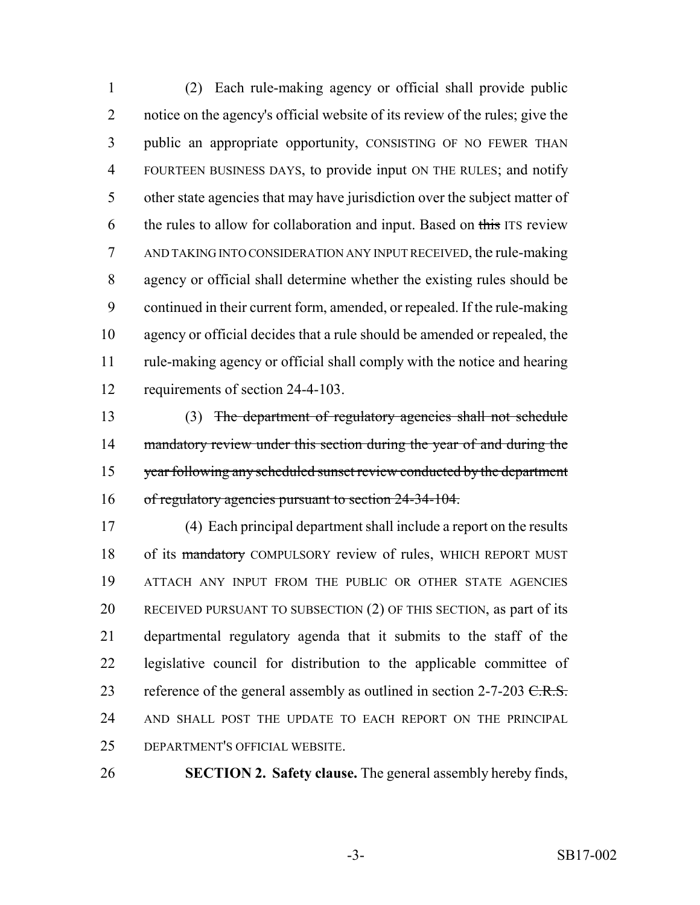(2) Each rule-making agency or official shall provide public notice on the agency's official website of its review of the rules; give the public an appropriate opportunity, CONSISTING OF NO FEWER THAN FOURTEEN BUSINESS DAYS, to provide input ON THE RULES; and notify other state agencies that may have jurisdiction over the subject matter of the rules to allow for collaboration and input. Based on ~~this~~ ITS review AND TAKING INTO CONSIDERATION ANY INPUT RECEIVED, the rule-making agency or official shall determine whether the existing rules should be continued in their current form, amended, or repealed. If the rule-making agency or official decides that a rule should be amended or repealed, the rule-making agency or official shall comply with the notice and hearing requirements of section 24-4-103.

(3) ~~The department of regulatory agencies shall not schedule mandatory review under this section during the year of and during the year following any scheduled sunset review conducted by the department of regulatory agencies pursuant to section 24-34-104.~~

(4) Each principal department shall include a report on the results of its ~~mandatory~~ COMPULSORY review of rules, WHICH REPORT MUST ATTACH ANY INPUT FROM THE PUBLIC OR OTHER STATE AGENCIES RECEIVED PURSUANT TO SUBSECTION (2) OF THIS SECTION, as part of its departmental regulatory agenda that it submits to the staff of the legislative council for distribution to the applicable committee of reference of the general assembly as outlined in section 2-7-203 ~~C.R.S.~~ AND SHALL POST THE UPDATE TO EACH REPORT ON THE PRINCIPAL DEPARTMENT'S OFFICIAL WEBSITE.

**SECTION 2. Safety clause.** The general assembly hereby finds,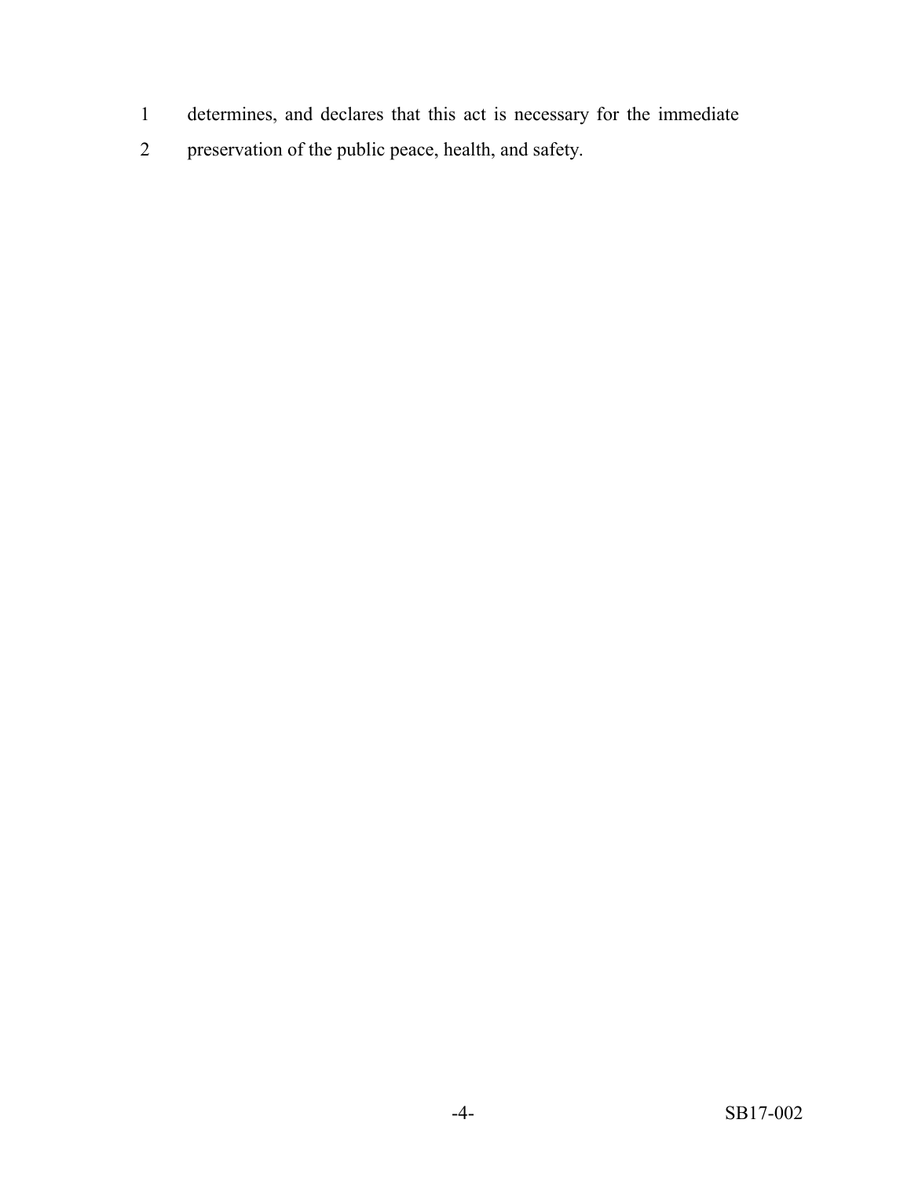1 determines, and declares that this act is necessary for the immediate
2 preservation of the public peace, health, and safety.